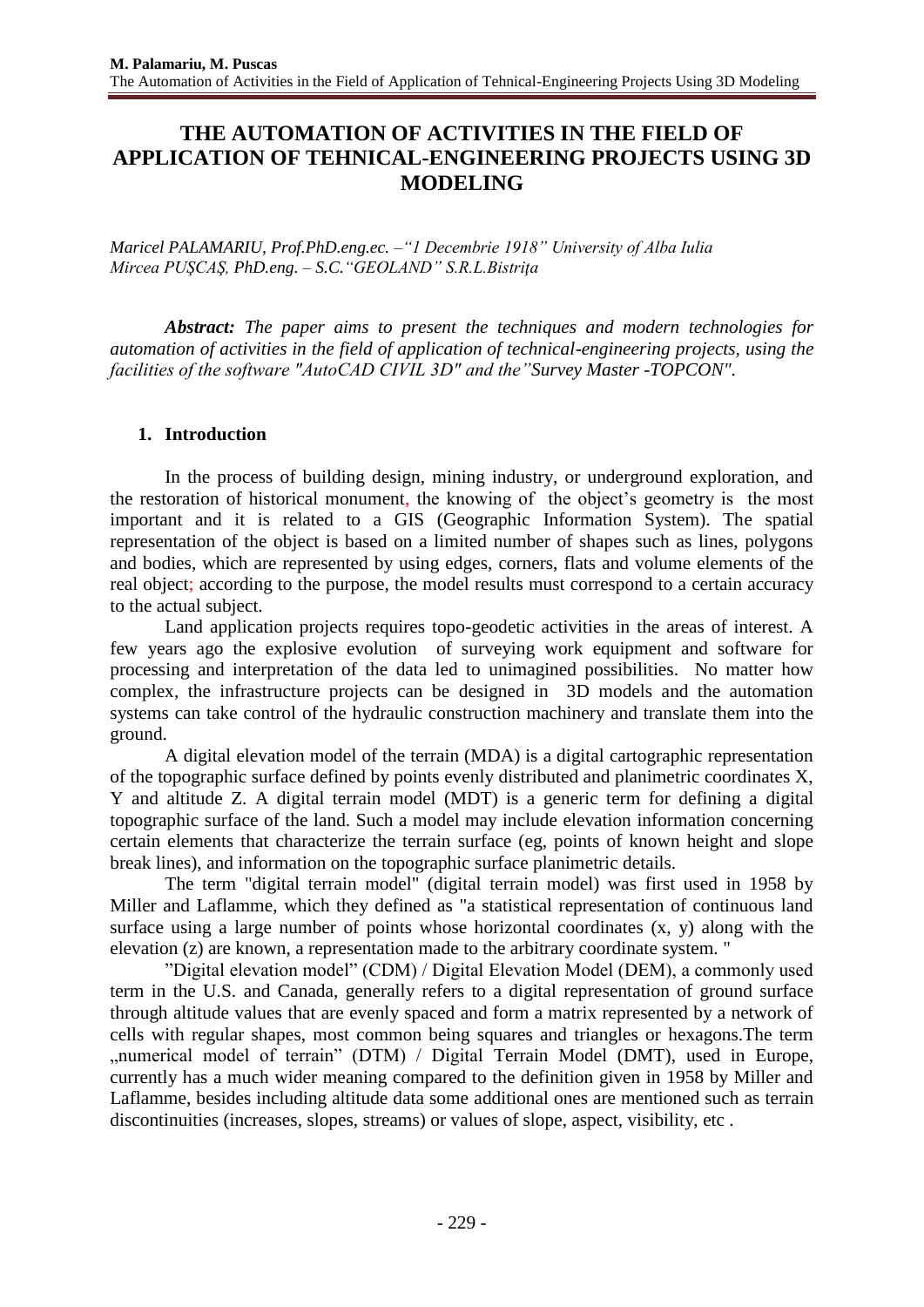# THE AUTOMATION OF ACTIVITIES IN THE FIELD OF APPLICATION OF TEHNICAL-ENGINEERING PROJECTS USING 3D MODELING

*Maricel PALAMARIU, Prof.PhD.eng.ec. –"1 Decembrie 1918" University of Alba Iulia*
*Mircea PUŞCAŞ, PhD.eng. – S.C."GEOLAND" S.R.L.Bistriţa*

***Abstract:** The paper aims to present the techniques and modern technologies for automation of activities in the field of application of technical-engineering projects, using the facilities of the software "AutoCAD CIVIL 3D" and the"Survey Master -TOPCON".*

## 1. Introduction

In the process of building design, mining industry, or underground exploration, and the restoration of historical monument, the knowing of the object's geometry is the most important and it is related to a GIS (Geographic Information System). The spatial representation of the object is based on a limited number of shapes such as lines, polygons and bodies, which are represented by using edges, corners, flats and volume elements of the real object; according to the purpose, the model results must correspond to a certain accuracy to the actual subject.

Land application projects requires topo-geodetic activities in the areas of interest. A few years ago the explosive evolution of surveying work equipment and software for processing and interpretation of the data led to unimagined possibilities. No matter how complex, the infrastructure projects can be designed in 3D models and the automation systems can take control of the hydraulic construction machinery and translate them into the ground.

A digital elevation model of the terrain (MDA) is a digital cartographic representation of the topographic surface defined by points evenly distributed and planimetric coordinates X, Y and altitude Z. A digital terrain model (MDT) is a generic term for defining a digital topographic surface of the land. Such a model may include elevation information concerning certain elements that characterize the terrain surface (eg, points of known height and slope break lines), and information on the topographic surface planimetric details.

The term "digital terrain model" (digital terrain model) was first used in 1958 by Miller and Laflamme, which they defined as "a statistical representation of continuous land surface using a large number of points whose horizontal coordinates (x, y) along with the elevation (z) are known, a representation made to the arbitrary coordinate system. "

"Digital elevation model" (CDM) / Digital Elevation Model (DEM), a commonly used term in the U.S. and Canada, generally refers to a digital representation of ground surface through altitude values that are evenly spaced and form a matrix represented by a network of cells with regular shapes, most common being squares and triangles or hexagons.The term „numerical model of terrain" (DTM) / Digital Terrain Model (DMT), used in Europe, currently has a much wider meaning compared to the definition given in 1958 by Miller and Laflamme, besides including altitude data some additional ones are mentioned such as terrain discontinuities (increases, slopes, streams) or values of slope, aspect, visibility, etc .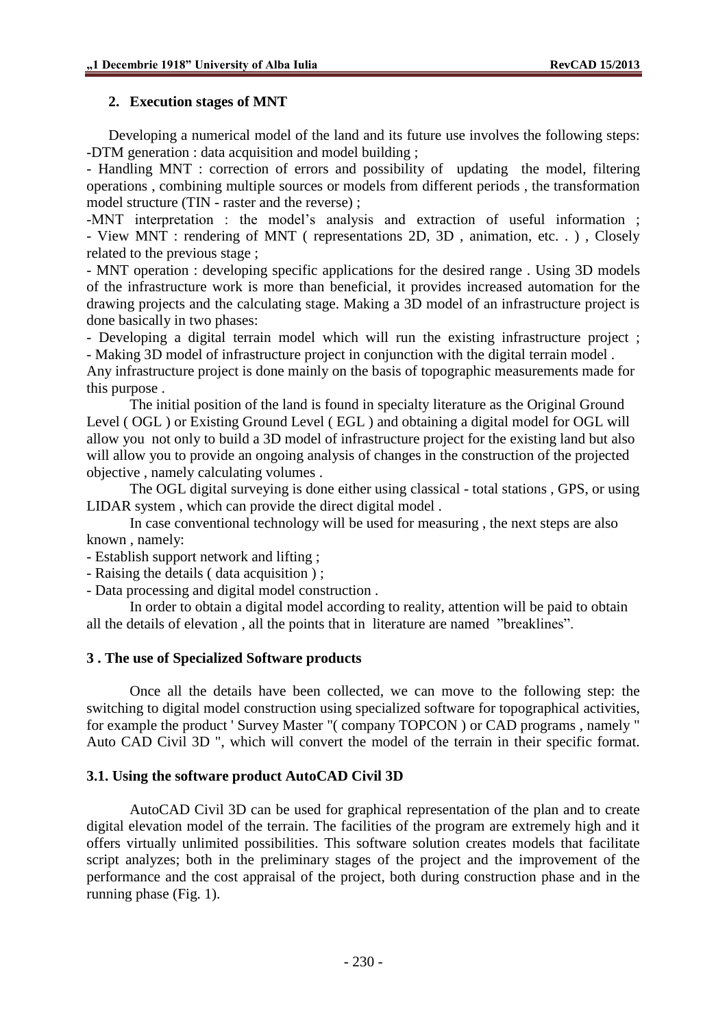## 2. Execution stages of MNT

Developing a numerical model of the land and its future use involves the following steps:

-DTM generation : data acquisition and model building ;

- Handling MNT : correction of errors and possibility of updating the model, filtering operations , combining multiple sources or models from different periods , the transformation model structure (TIN - raster and the reverse) ;

-MNT interpretation : the model's analysis and extraction of useful information ;

- View MNT : rendering of MNT ( representations 2D, 3D , animation, etc. . ) , Closely related to the previous stage ;

- MNT operation : developing specific applications for the desired range . Using 3D models of the infrastructure work is more than beneficial, it provides increased automation for the drawing projects and the calculating stage. Making a 3D model of an infrastructure project is done basically in two phases:

- Developing a digital terrain model which will run the existing infrastructure project ;

- Making 3D model of infrastructure project in conjunction with the digital terrain model .

Any infrastructure project is done mainly on the basis of topographic measurements made for this purpose .

The initial position of the land is found in specialty literature as the Original Ground Level ( OGL ) or Existing Ground Level ( EGL ) and obtaining a digital model for OGL will allow you not only to build a 3D model of infrastructure project for the existing land but also will allow you to provide an ongoing analysis of changes in the construction of the projected objective , namely calculating volumes .

The OGL digital surveying is done either using classical - total stations , GPS, or using LIDAR system , which can provide the direct digital model .

In case conventional technology will be used for measuring , the next steps are also known , namely:

- Establish support network and lifting ;
- Raising the details ( data acquisition ) ;
- Data processing and digital model construction .

In order to obtain a digital model according to reality, attention will be paid to obtain all the details of elevation , all the points that in literature are named "breaklines".

## 3 . The use of Specialized Software products

Once all the details have been collected, we can move to the following step: the switching to digital model construction using specialized software for topographical activities, for example the product ' Survey Master "( company TOPCON ) or CAD programs , namely " Auto CAD Civil 3D ", which will convert the model of the terrain in their specific format.

### 3.1. Using the software product AutoCAD Civil 3D

AutoCAD Civil 3D can be used for graphical representation of the plan and to create digital elevation model of the terrain. The facilities of the program are extremely high and it offers virtually unlimited possibilities. This software solution creates models that facilitate script analyzes; both in the preliminary stages of the project and the improvement of the performance and the cost appraisal of the project, both during construction phase and in the running phase (Fig. 1).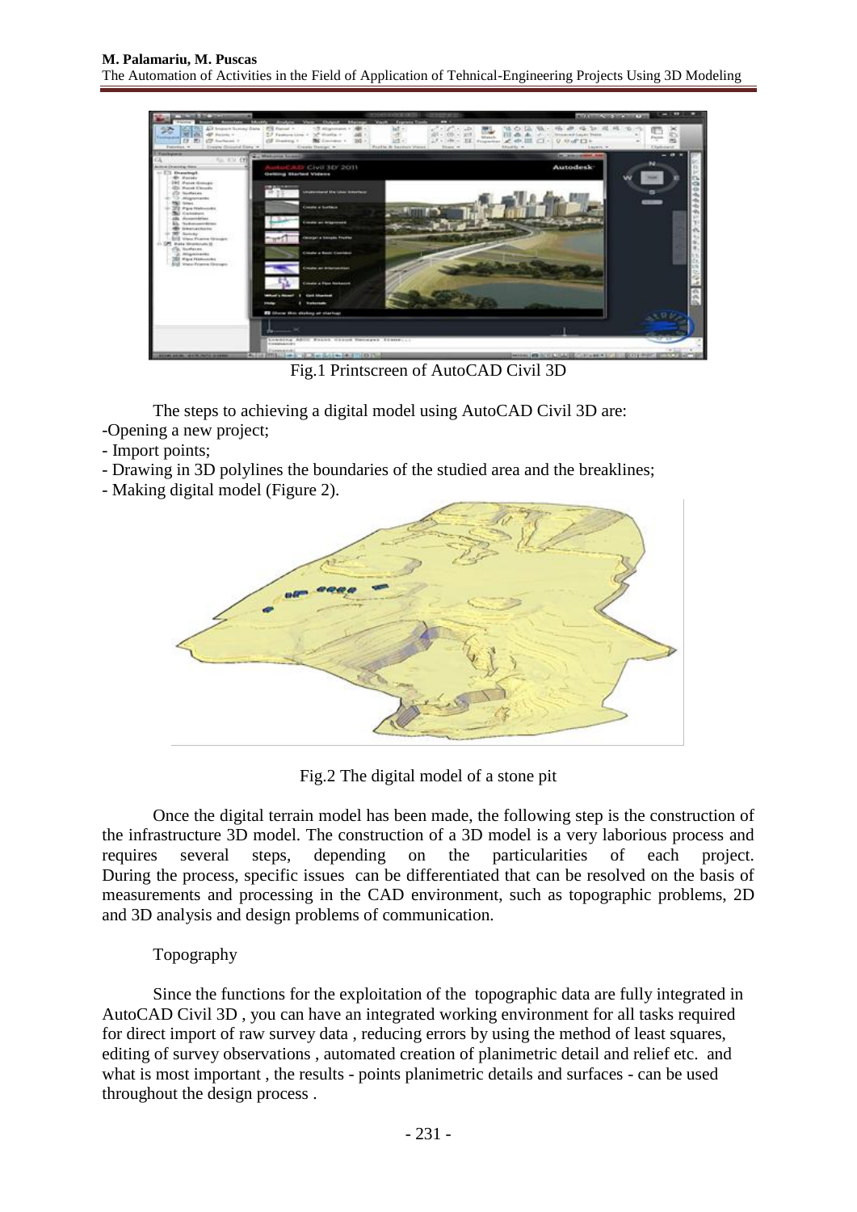Fig.1 Printscreen of AutoCAD Civil 3D

The steps to achieving a digital model using AutoCAD Civil 3D are:

-Opening a new project;

- Import points;
- Drawing in 3D polylines the boundaries of the studied area and the breaklines;
- Making digital model (Figure 2).

Fig.2 The digital model of a stone pit

Once the digital terrain model has been made, the following step is the construction of the infrastructure 3D model. The construction of a 3D model is a very laborious process and requires several steps, depending on the particularities of each project. During the process, specific issues can be differentiated that can be resolved on the basis of measurements and processing in the CAD environment, such as topographic problems, 2D and 3D analysis and design problems of communication.

Topography

Since the functions for the exploitation of the topographic data are fully integrated in AutoCAD Civil 3D , you can have an integrated working environment for all tasks required for direct import of raw survey data , reducing errors by using the method of least squares, editing of survey observations , automated creation of planimetric detail and relief etc. and what is most important , the results - points planimetric details and surfaces - can be used throughout the design process .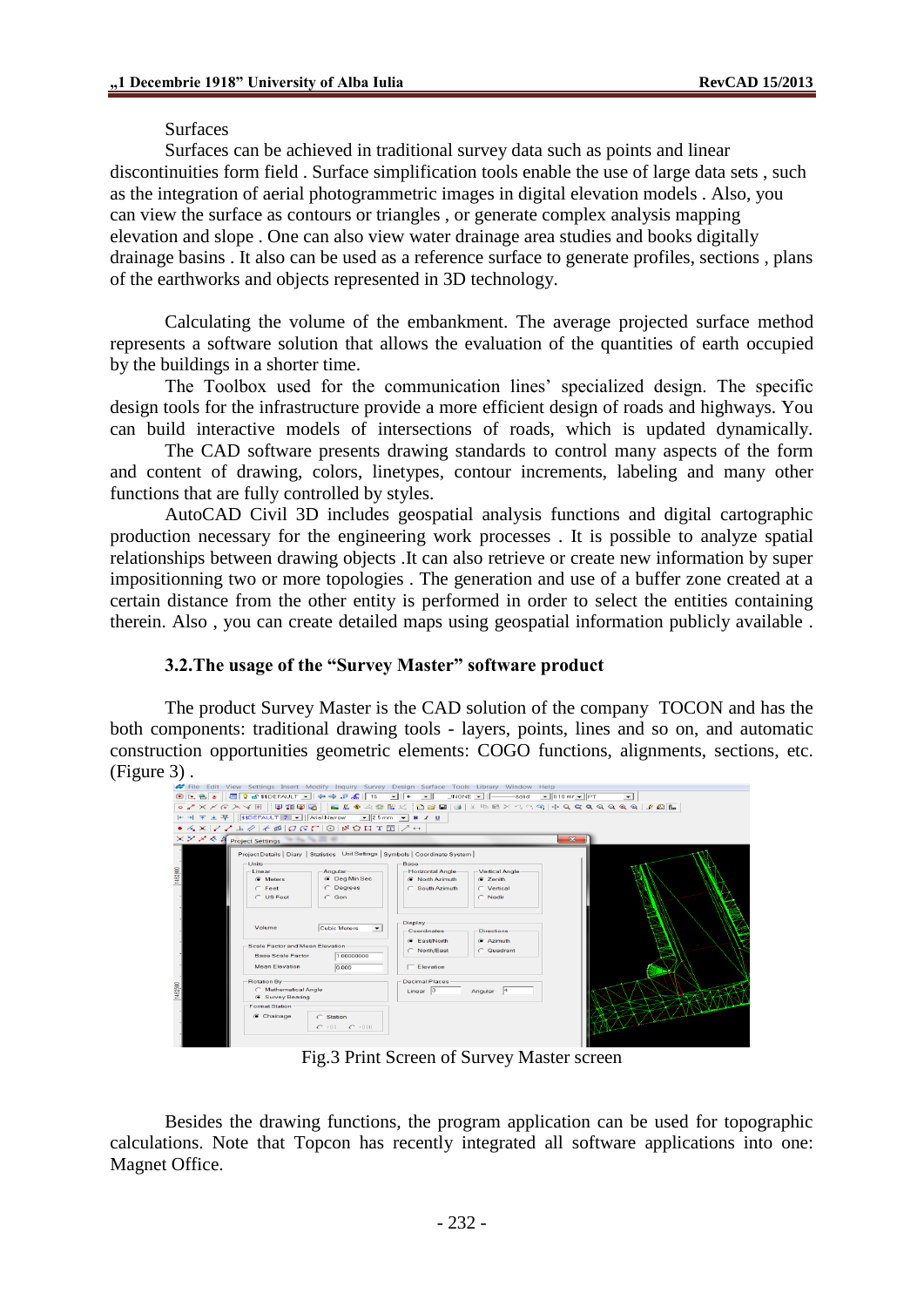Surfaces

Surfaces can be achieved in traditional survey data such as points and linear discontinuities form field . Surface simplification tools enable the use of large data sets , such as the integration of aerial photogrammetric images in digital elevation models . Also, you can view the surface as contours or triangles , or generate complex analysis mapping elevation and slope . One can also view water drainage area studies and books digitally drainage basins . It also can be used as a reference surface to generate profiles, sections , plans of the earthworks and objects represented in 3D technology.

Calculating the volume of the embankment. The average projected surface method represents a software solution that allows the evaluation of the quantities of earth occupied by the buildings in a shorter time.

The Toolbox used for the communication lines' specialized design. The specific design tools for the infrastructure provide a more efficient design of roads and highways. You can build interactive models of intersections of roads, which is updated dynamically.

The CAD software presents drawing standards to control many aspects of the form and content of drawing, colors, linetypes, contour increments, labeling and many other functions that are fully controlled by styles.

AutoCAD Civil 3D includes geospatial analysis functions and digital cartographic production necessary for the engineering work processes . It is possible to analyze spatial relationships between drawing objects .It can also retrieve or create new information by super impositionning two or more topologies . The generation and use of a buffer zone created at a certain distance from the other entity is performed in order to select the entities containing therein. Also , you can create detailed maps using geospatial information publicly available .

### 3.2.The usage of the "Survey Master" software product

The product Survey Master is the CAD solution of the company TOCON and has the both components: traditional drawing tools - layers, points, lines and so on, and automatic construction opportunities geometric elements: COGO functions, alignments, sections, etc. (Figure 3) .

Fig.3 Print Screen of Survey Master screen

Besides the drawing functions, the program application can be used for topographic calculations. Note that Topcon has recently integrated all software applications into one: Magnet Office.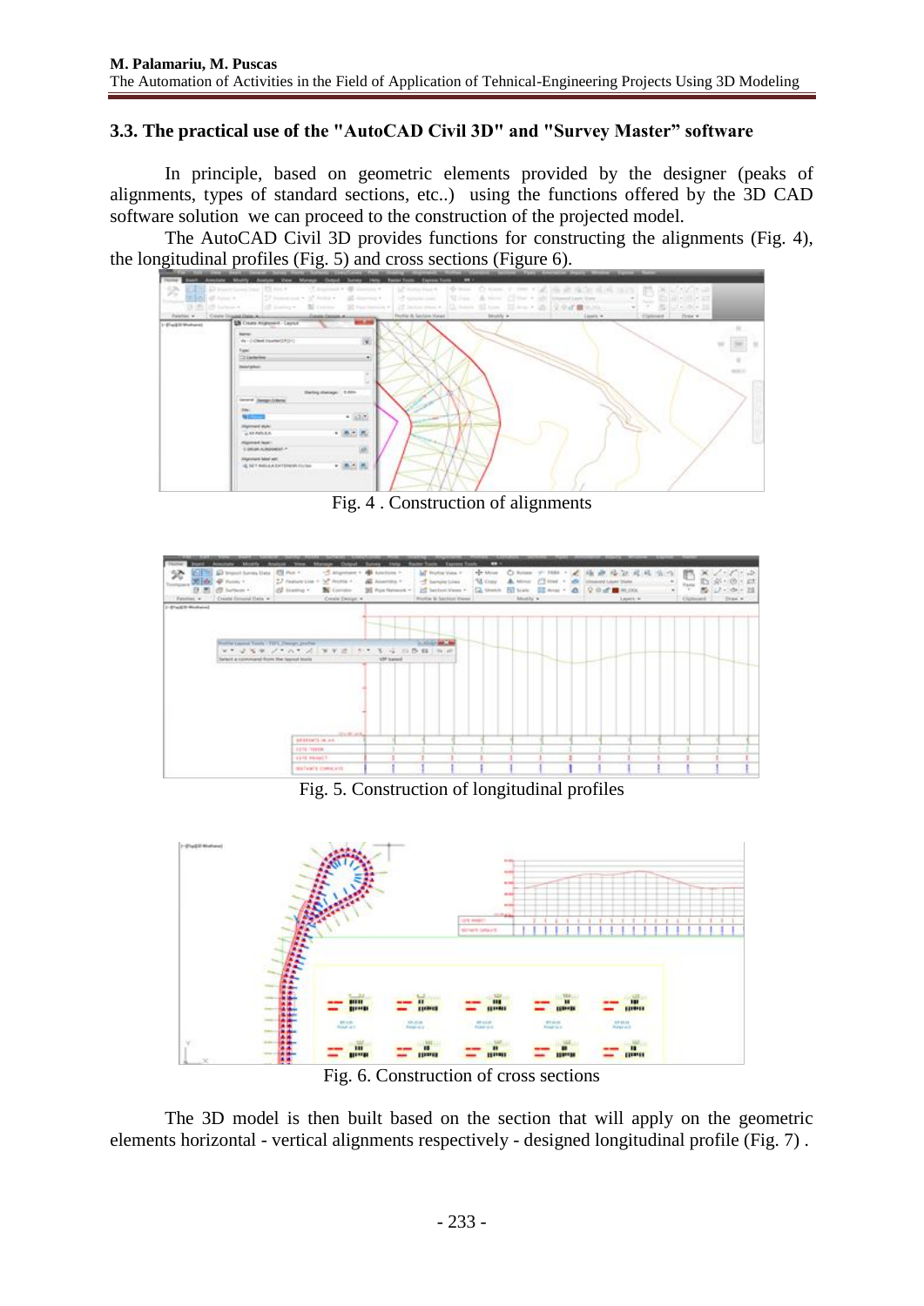### 3.3. The practical use of the "AutoCAD Civil 3D" and "Survey Master" software

In principle, based on geometric elements provided by the designer (peaks of alignments, types of standard sections, etc..) using the functions offered by the 3D CAD software solution we can proceed to the construction of the projected model.

The AutoCAD Civil 3D provides functions for constructing the alignments (Fig. 4), the longitudinal profiles (Fig. 5) and cross sections (Figure 6).

Fig. 4 . Construction of alignments

Fig. 5. Construction of longitudinal profiles

Fig. 6. Construction of cross sections

The 3D model is then built based on the section that will apply on the geometric elements horizontal - vertical alignments respectively - designed longitudinal profile (Fig. 7) .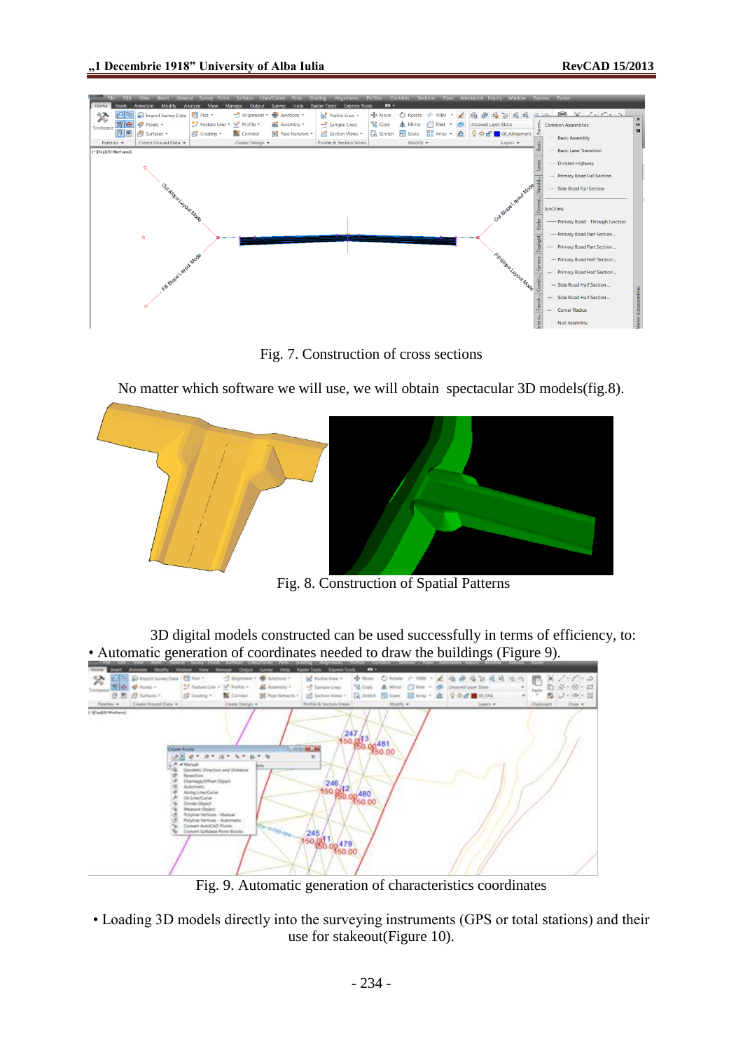Fig. 7. Construction of cross sections

No matter which software we will use, we will obtain spectacular 3D models(fig.8).

Fig. 8. Construction of Spatial Patterns

3D digital models constructed can be used successfully in terms of efficiency, to:

• Automatic generation of coordinates needed to draw the buildings (Figure 9).

Fig. 9. Automatic generation of characteristics coordinates

• Loading 3D models directly into the surveying instruments (GPS or total stations) and their use for stakeout(Figure 10).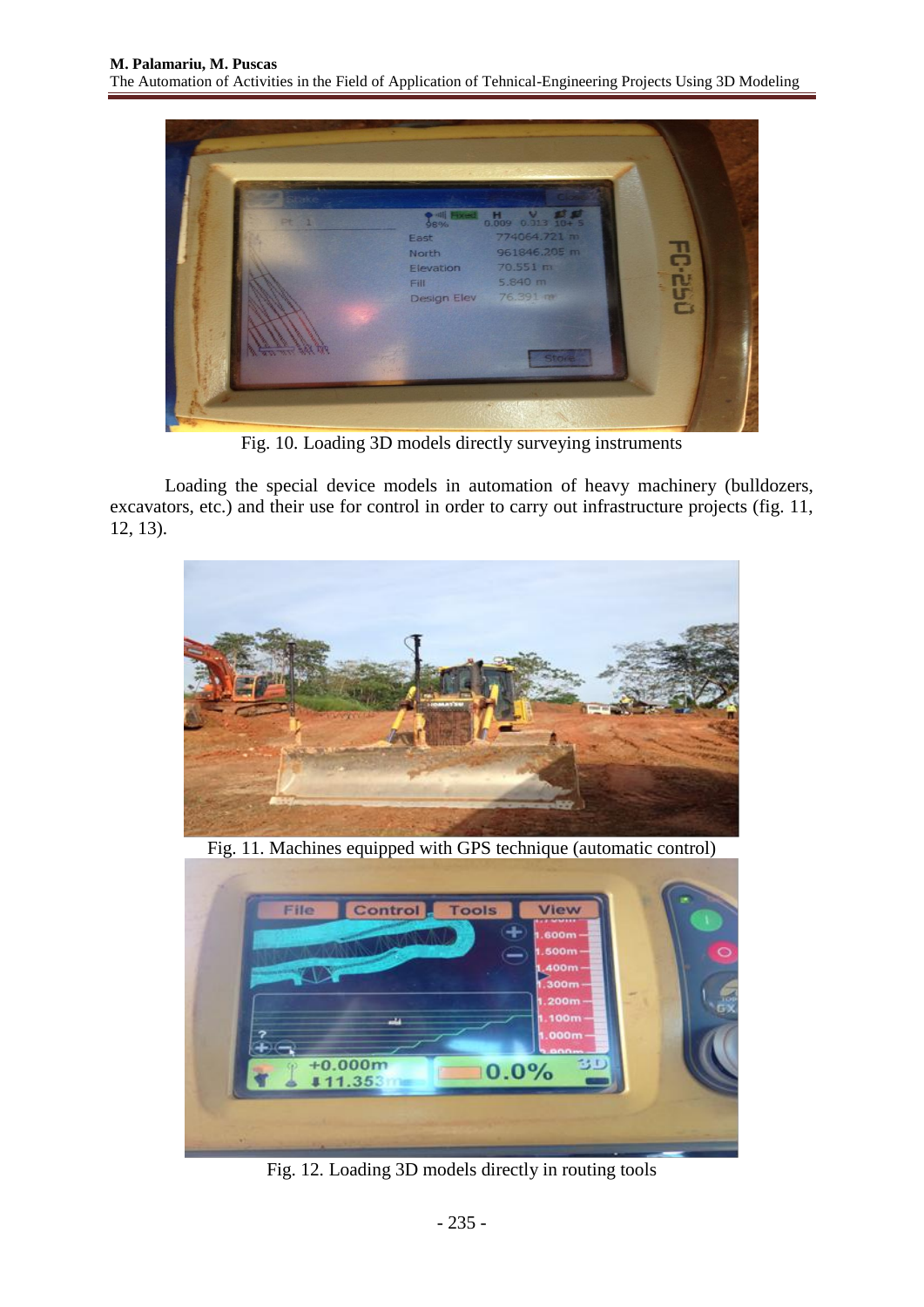Fig. 10. Loading 3D models directly surveying instruments

Loading the special device models in automation of heavy machinery (bulldozers, excavators, etc.) and their use for control in order to carry out infrastructure projects (fig. 11, 12, 13).

Fig. 11. Machines equipped with GPS technique (automatic control)

Fig. 12. Loading 3D models directly in routing tools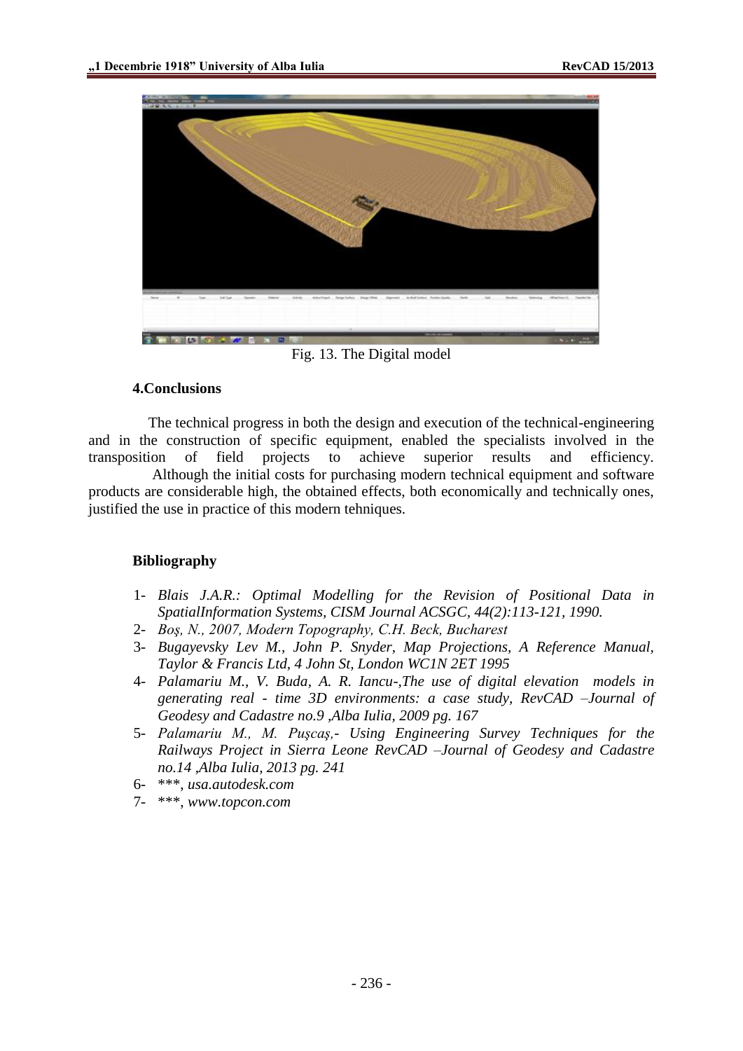Fig. 13. The Digital model

**4.Conclusions**

The technical progress in both the design and execution of the technical-engineering and in the construction of specific equipment, enabled the specialists involved in the transposition of field projects to achieve superior results and efficiency. Although the initial costs for purchasing modern technical equipment and software products are considerable high, the obtained effects, both economically and technically ones, justified the use in practice of this modern tehniques.

**Bibliography**

1- *Blais J.A.R.: Optimal Modelling for the Revision of Positional Data in SpatialInformation Systems, CISM Journal ACSGC, 44(2):113-121, 1990.*
2- *Boş, N., 2007, Modern Topography, C.H. Beck, Bucharest*
3- *Bugayevsky Lev M., John P. Snyder, Map Projections, A Reference Manual, Taylor & Francis Ltd, 4 John St, London WC1N 2ET 1995*
4- *Palamariu M., V. Buda, A. R. Iancu-,The use of digital elevation models in generating real - time 3D environments: a case study, RevCAD –Journal of Geodesy and Cadastre no.9 ,Alba Iulia, 2009 pg. 167*
5- *Palamariu M., M. Puşcaş,- Using Engineering Survey Techniques for the Railways Project in Sierra Leone RevCAD –Journal of Geodesy and Cadastre no.14 ,Alba Iulia, 2013 pg. 241*
6- *\*\*\*, usa.autodesk.com*
7- *\*\*\*, www.topcon.com*